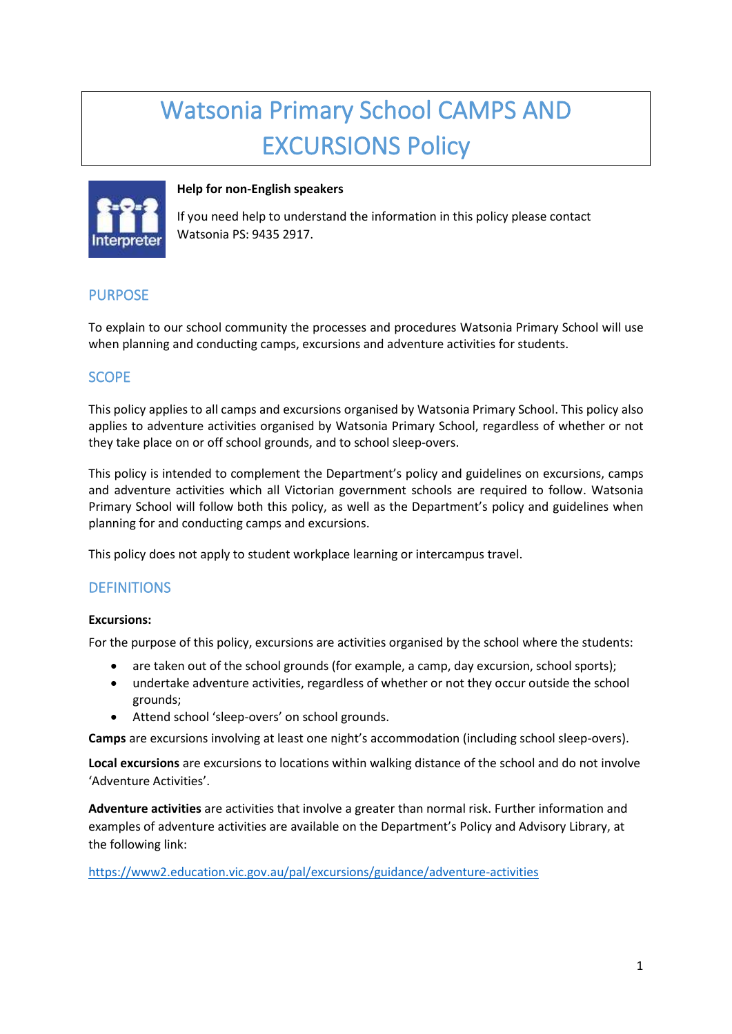# Watsonia Primary School CAMPS AND EXCURSIONS Policy

**Help for non-English speakers**

If you need help to understand the information in this policy please contact Watsonia PS: 9435 2917.

## PURPOSE

To explain to our school community the processes and procedures Watsonia Primary School will use when planning and conducting camps, excursions and adventure activities for students.

## SCOPE

This policy applies to all camps and excursions organised by Watsonia Primary School. This policy also applies to adventure activities organised by Watsonia Primary School, regardless of whether or not they take place on or off school grounds, and to school sleep-overs.

This policy is intended to complement the Department's policy and guidelines on excursions, camps and adventure activities which all Victorian government schools are required to follow. Watsonia Primary School will follow both this policy, as well as the Department's policy and guidelines when planning for and conducting camps and excursions.

This policy does not apply to student workplace learning or intercampus travel.

## DEFINITIONS

**Excursions:**

For the purpose of this policy, excursions are activities organised by the school where the students:

- are taken out of the school grounds (for example, a camp, day excursion, school sports);
- undertake adventure activities, regardless of whether or not they occur outside the school grounds;
- Attend school 'sleep-overs' on school grounds.

**Camps** are excursions involving at least one night's accommodation (including school sleep-overs).

**Local excursions** are excursions to locations within walking distance of the school and do not involve 'Adventure Activities'.

**Adventure activities** are activities that involve a greater than normal risk. Further information and examples of adventure activities are available on the Department's Policy and Advisory Library, at the following link:

https://www2.education.vic.gov.au/pal/excursions/guidance/adventure-activities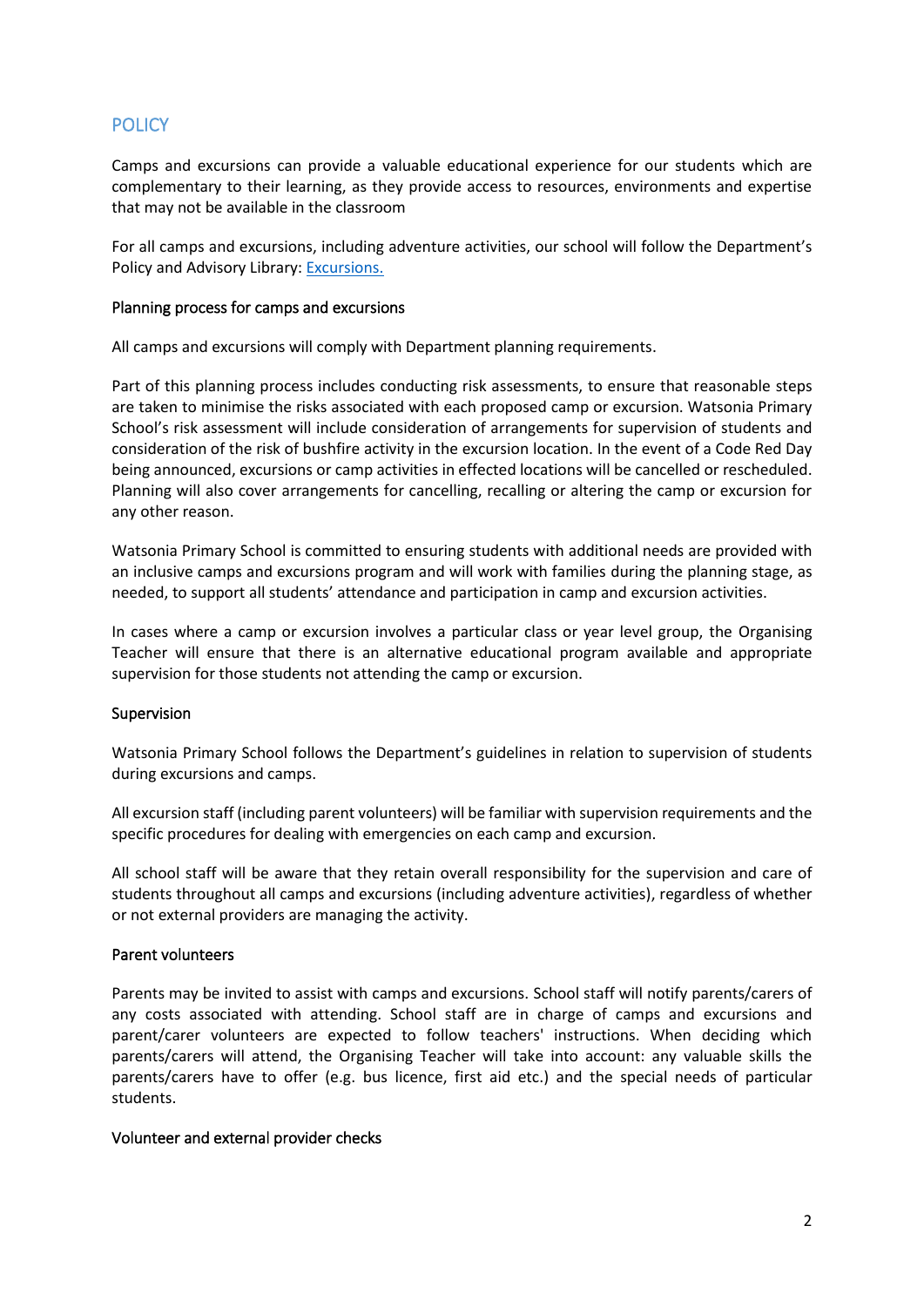## POLICY

Camps and excursions can provide a valuable educational experience for our students which are complementary to their learning, as they provide access to resources, environments and expertise that may not be available in the classroom

For all camps and excursions, including adventure activities, our school will follow the Department's Policy and Advisory Library: [Excursions.](#)

### Planning process for camps and excursions

All camps and excursions will comply with Department planning requirements.

Part of this planning process includes conducting risk assessments, to ensure that reasonable steps are taken to minimise the risks associated with each proposed camp or excursion. Watsonia Primary School's risk assessment will include consideration of arrangements for supervision of students and consideration of the risk of bushfire activity in the excursion location. In the event of a Code Red Day being announced, excursions or camp activities in effected locations will be cancelled or rescheduled. Planning will also cover arrangements for cancelling, recalling or altering the camp or excursion for any other reason.

Watsonia Primary School is committed to ensuring students with additional needs are provided with an inclusive camps and excursions program and will work with families during the planning stage, as needed, to support all students' attendance and participation in camp and excursion activities.

In cases where a camp or excursion involves a particular class or year level group, the Organising Teacher will ensure that there is an alternative educational program available and appropriate supervision for those students not attending the camp or excursion.

### Supervision

Watsonia Primary School follows the Department's guidelines in relation to supervision of students during excursions and camps.

All excursion staff (including parent volunteers) will be familiar with supervision requirements and the specific procedures for dealing with emergencies on each camp and excursion.

All school staff will be aware that they retain overall responsibility for the supervision and care of students throughout all camps and excursions (including adventure activities), regardless of whether or not external providers are managing the activity.

### Parent volunteers

Parents may be invited to assist with camps and excursions. School staff will notify parents/carers of any costs associated with attending. School staff are in charge of camps and excursions and parent/carer volunteers are expected to follow teachers' instructions. When deciding which parents/carers will attend, the Organising Teacher will take into account: any valuable skills the parents/carers have to offer (e.g. bus licence, first aid etc.) and the special needs of particular students.

### Volunteer and external provider checks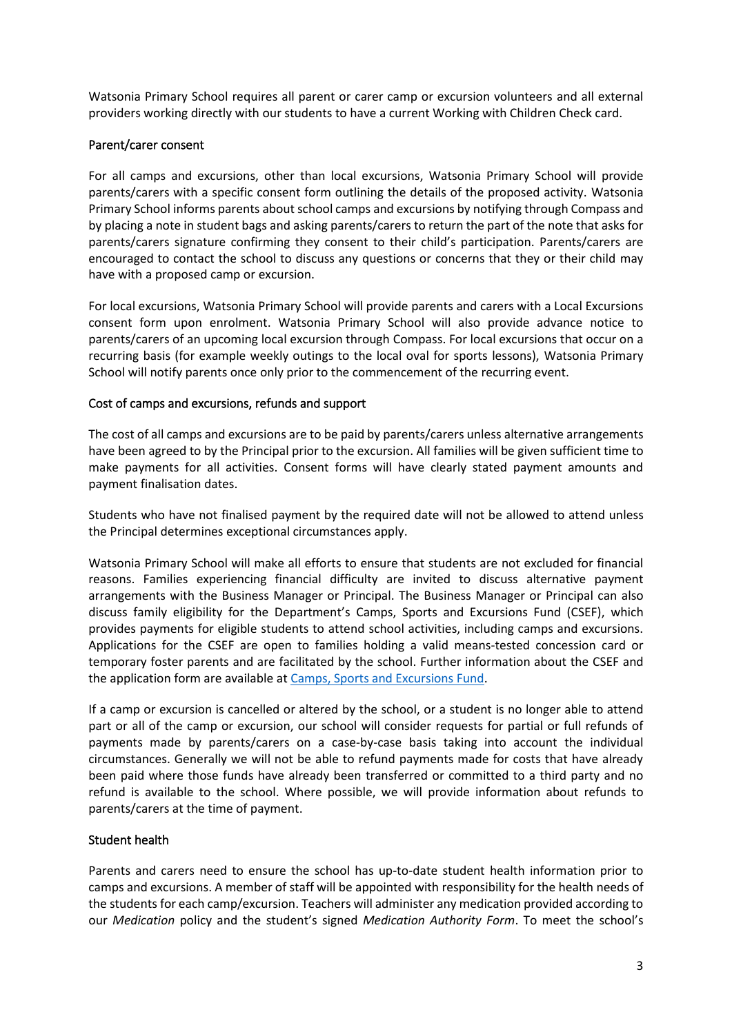Watsonia Primary School requires all parent or carer camp or excursion volunteers and all external providers working directly with our students to have a current Working with Children Check card.

### Parent/carer consent

For all camps and excursions, other than local excursions, Watsonia Primary School will provide parents/carers with a specific consent form outlining the details of the proposed activity. Watsonia Primary School informs parents about school camps and excursions by notifying through Compass and by placing a note in student bags and asking parents/carers to return the part of the note that asks for parents/carers signature confirming they consent to their child's participation. Parents/carers are encouraged to contact the school to discuss any questions or concerns that they or their child may have with a proposed camp or excursion.

For local excursions, Watsonia Primary School will provide parents and carers with a Local Excursions consent form upon enrolment. Watsonia Primary School will also provide advance notice to parents/carers of an upcoming local excursion through Compass. For local excursions that occur on a recurring basis (for example weekly outings to the local oval for sports lessons), Watsonia Primary School will notify parents once only prior to the commencement of the recurring event.

### Cost of camps and excursions, refunds and support

The cost of all camps and excursions are to be paid by parents/carers unless alternative arrangements have been agreed to by the Principal prior to the excursion. All families will be given sufficient time to make payments for all activities. Consent forms will have clearly stated payment amounts and payment finalisation dates.

Students who have not finalised payment by the required date will not be allowed to attend unless the Principal determines exceptional circumstances apply.

Watsonia Primary School will make all efforts to ensure that students are not excluded for financial reasons. Families experiencing financial difficulty are invited to discuss alternative payment arrangements with the Business Manager or Principal. The Business Manager or Principal can also discuss family eligibility for the Department's Camps, Sports and Excursions Fund (CSEF), which provides payments for eligible students to attend school activities, including camps and excursions. Applications for the CSEF are open to families holding a valid means-tested concession card or temporary foster parents and are facilitated by the school. Further information about the CSEF and the application form are available at Camps, Sports and Excursions Fund.

If a camp or excursion is cancelled or altered by the school, or a student is no longer able to attend part or all of the camp or excursion, our school will consider requests for partial or full refunds of payments made by parents/carers on a case-by-case basis taking into account the individual circumstances. Generally we will not be able to refund payments made for costs that have already been paid where those funds have already been transferred or committed to a third party and no refund is available to the school. Where possible, we will provide information about refunds to parents/carers at the time of payment.

### Student health

Parents and carers need to ensure the school has up-to-date student health information prior to camps and excursions. A member of staff will be appointed with responsibility for the health needs of the students for each camp/excursion. Teachers will administer any medication provided according to our *Medication* policy and the student's signed *Medication Authority Form*. To meet the school's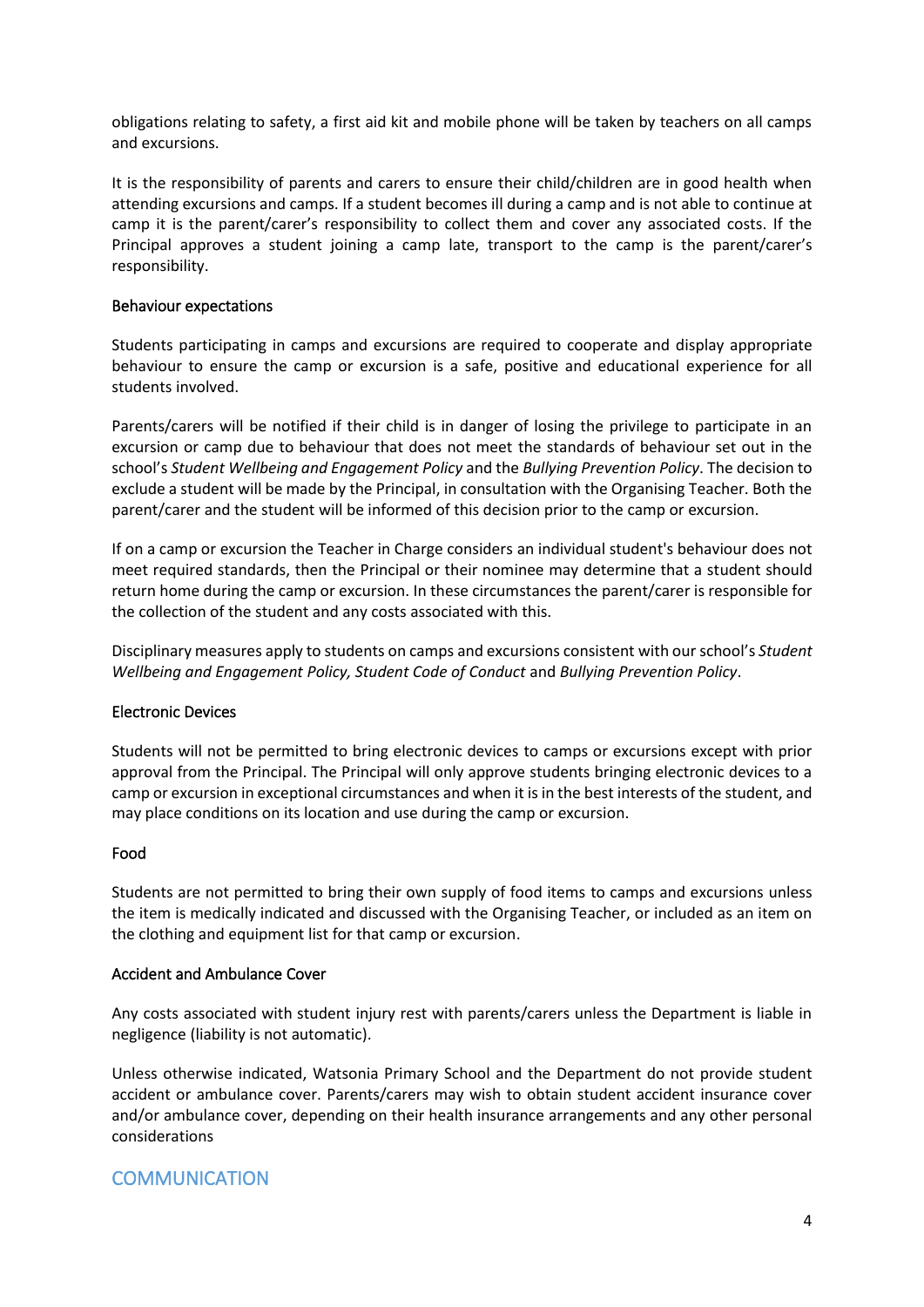obligations relating to safety, a first aid kit and mobile phone will be taken by teachers on all camps and excursions.

It is the responsibility of parents and carers to ensure their child/children are in good health when attending excursions and camps. If a student becomes ill during a camp and is not able to continue at camp it is the parent/carer's responsibility to collect them and cover any associated costs. If the Principal approves a student joining a camp late, transport to the camp is the parent/carer's responsibility.

### Behaviour expectations

Students participating in camps and excursions are required to cooperate and display appropriate behaviour to ensure the camp or excursion is a safe, positive and educational experience for all students involved.

Parents/carers will be notified if their child is in danger of losing the privilege to participate in an excursion or camp due to behaviour that does not meet the standards of behaviour set out in the school's *Student Wellbeing and Engagement Policy* and the *Bullying Prevention Policy*. The decision to exclude a student will be made by the Principal, in consultation with the Organising Teacher. Both the parent/carer and the student will be informed of this decision prior to the camp or excursion.

If on a camp or excursion the Teacher in Charge considers an individual student's behaviour does not meet required standards, then the Principal or their nominee may determine that a student should return home during the camp or excursion. In these circumstances the parent/carer is responsible for the collection of the student and any costs associated with this.

Disciplinary measures apply to students on camps and excursions consistent with our school's *Student Wellbeing and Engagement Policy, Student Code of Conduct* and *Bullying Prevention Policy*.

### Electronic Devices

Students will not be permitted to bring electronic devices to camps or excursions except with prior approval from the Principal. The Principal will only approve students bringing electronic devices to a camp or excursion in exceptional circumstances and when it is in the best interests of the student, and may place conditions on its location and use during the camp or excursion.

### Food

Students are not permitted to bring their own supply of food items to camps and excursions unless the item is medically indicated and discussed with the Organising Teacher, or included as an item on the clothing and equipment list for that camp or excursion.

### Accident and Ambulance Cover

Any costs associated with student injury rest with parents/carers unless the Department is liable in negligence (liability is not automatic).

Unless otherwise indicated, Watsonia Primary School and the Department do not provide student accident or ambulance cover. Parents/carers may wish to obtain student accident insurance cover and/or ambulance cover, depending on their health insurance arrangements and any other personal considerations

## COMMUNICATION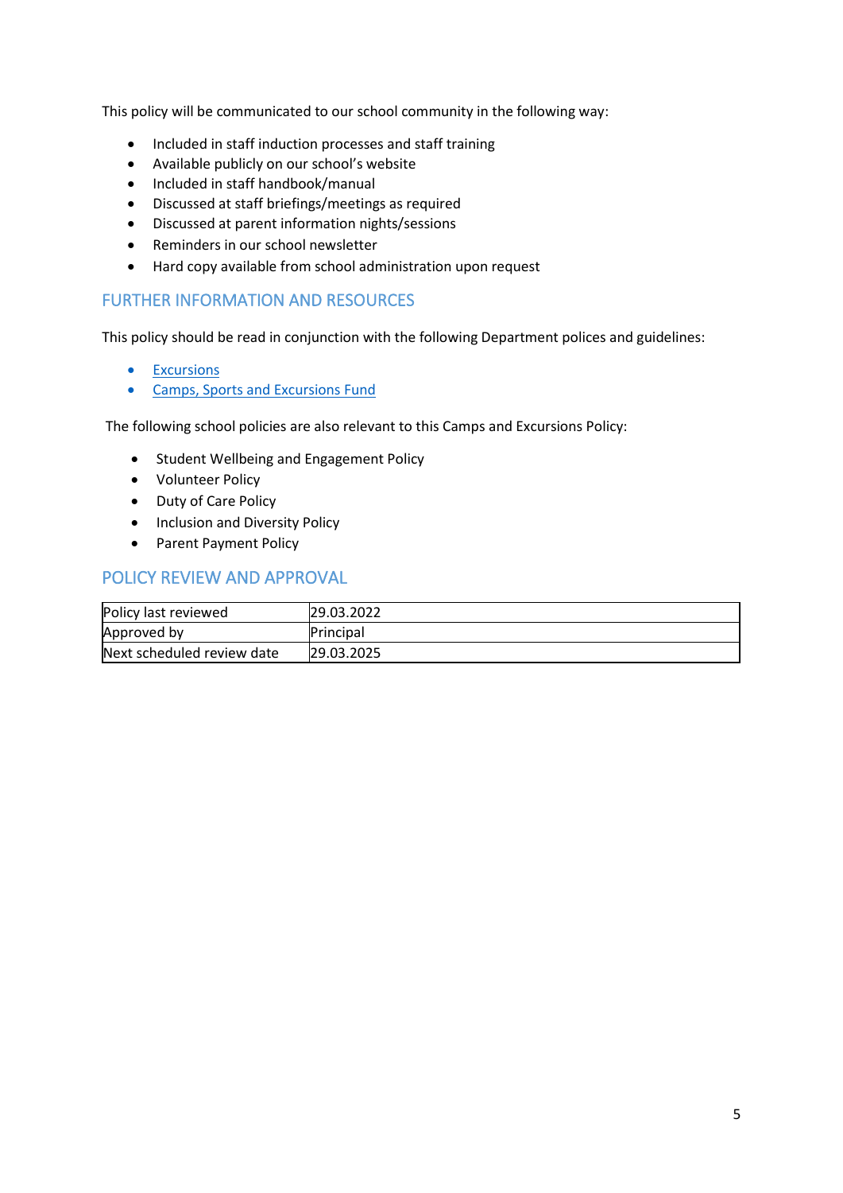This policy will be communicated to our school community in the following way:

- Included in staff induction processes and staff training
- Available publicly on our school's website
- Included in staff handbook/manual
- Discussed at staff briefings/meetings as required
- Discussed at parent information nights/sessions
- Reminders in our school newsletter
- Hard copy available from school administration upon request

## FURTHER INFORMATION AND RESOURCES

This policy should be read in conjunction with the following Department polices and guidelines:

- Excursions
- Camps, Sports and Excursions Fund

The following school policies are also relevant to this Camps and Excursions Policy:

- Student Wellbeing and Engagement Policy
- Volunteer Policy
- Duty of Care Policy
- Inclusion and Diversity Policy
- Parent Payment Policy

## POLICY REVIEW AND APPROVAL

| | |
|---|---|
| Policy last reviewed | 29.03.2022 |
| Approved by | Principal |
| Next scheduled review date | 29.03.2025 |